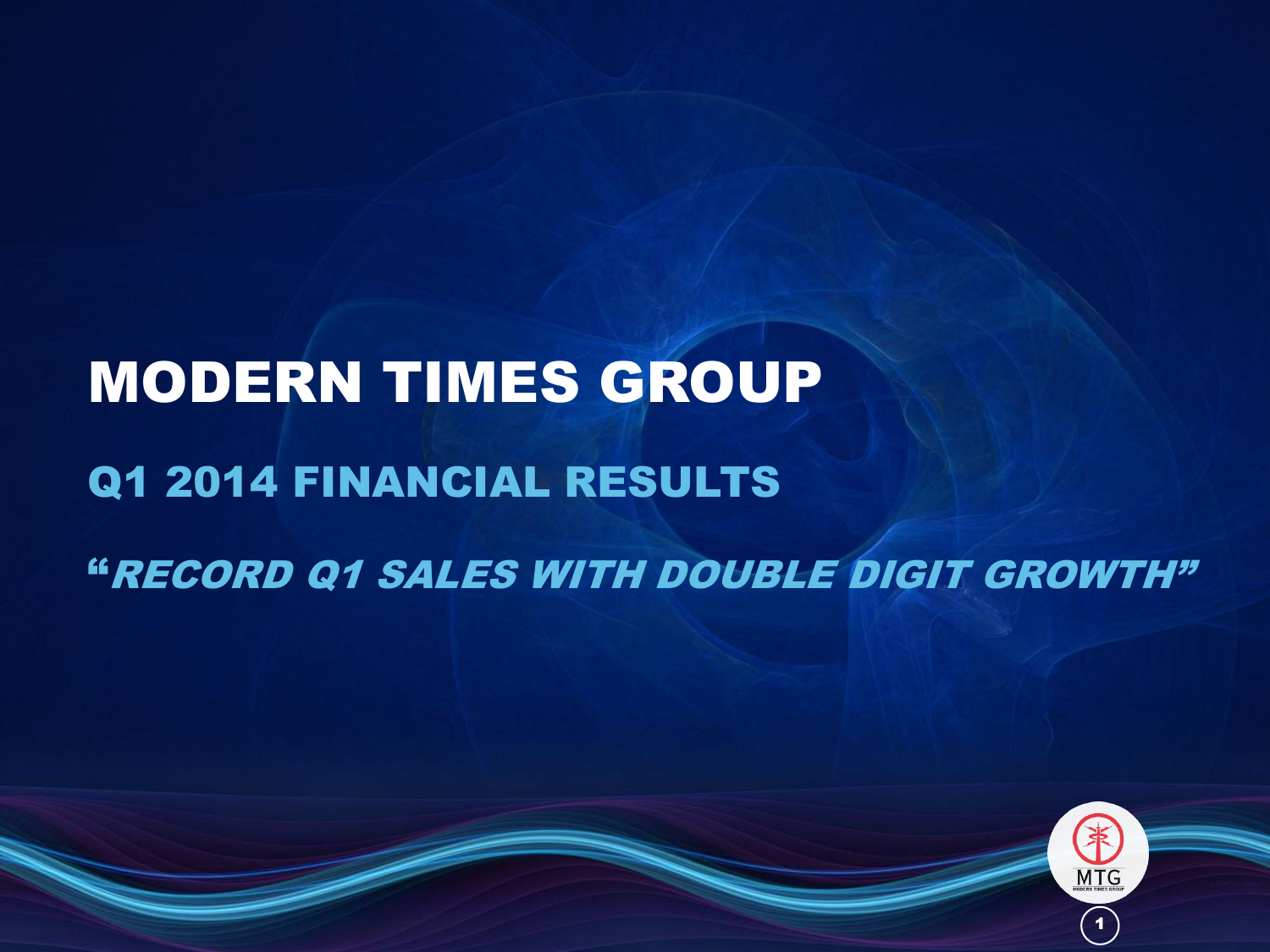# MODERN TIMES GROUP

## Q1 2014 FINANCIAL RESULTS

*"RECORD Q1 SALES WITH DOUBLE DIGIT GROWTH"*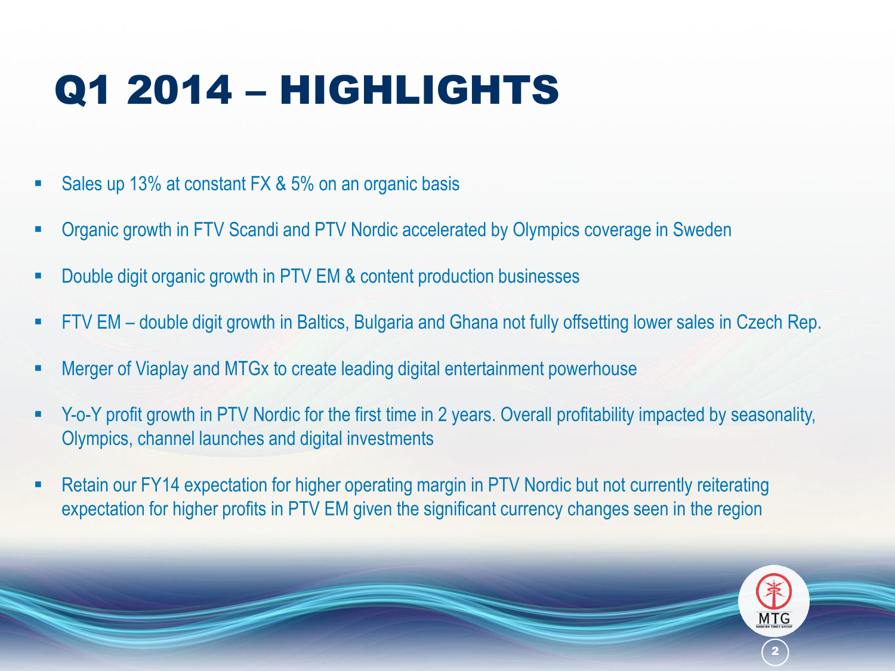# Q1 2014 – HIGHLIGHTS

- Sales up 13% at constant FX & 5% on an organic basis
- Organic growth in FTV Scandi and PTV Nordic accelerated by Olympics coverage in Sweden
- Double digit organic growth in PTV EM & content production businesses
- FTV EM – double digit growth in Baltics, Bulgaria and Ghana not fully offsetting lower sales in Czech Rep.
- Merger of Viaplay and MTGx to create leading digital entertainment powerhouse
- Y-o-Y profit growth in PTV Nordic for the first time in 2 years. Overall profitability impacted by seasonality, Olympics, channel launches and digital investments
- Retain our FY14 expectation for higher operating margin in PTV Nordic but not currently reiterating expectation for higher profits in PTV EM given the significant currency changes seen in the region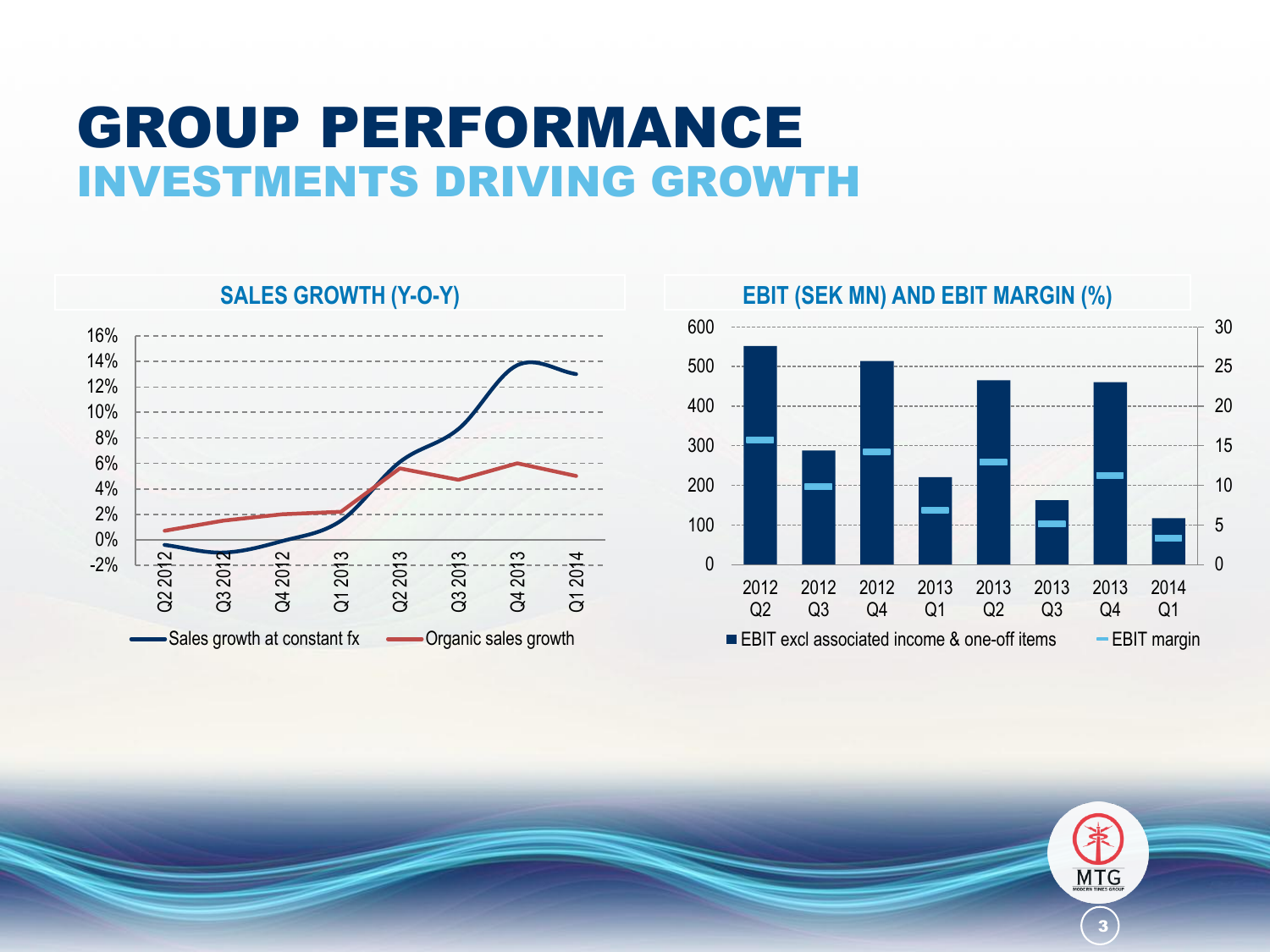# GROUP PERFORMANCE

## INVESTMENTS DRIVING GROWTH

### SALES GROWTH (Y-O-Y)

16%
14%
12%
10%
8%
6%
4%
2%
0%
-2%

Q2 2012, Q3 2012, Q4 2012, Q1 2013, Q2 2013, Q3 2013, Q4 2013, Q1 2014

Sales growth at constant fx — Organic sales growth

### EBIT (SEK MN) AND EBIT MARGIN (%)

600, 500, 400, 300, 200, 100, 0

30, 25, 20, 15, 10, 5, 0

2012 Q2, 2012 Q3, 2012 Q4, 2013 Q1, 2013 Q2, 2013 Q3, 2013 Q4, 2014 Q1

EBIT excl associated income & one-off items — EBIT margin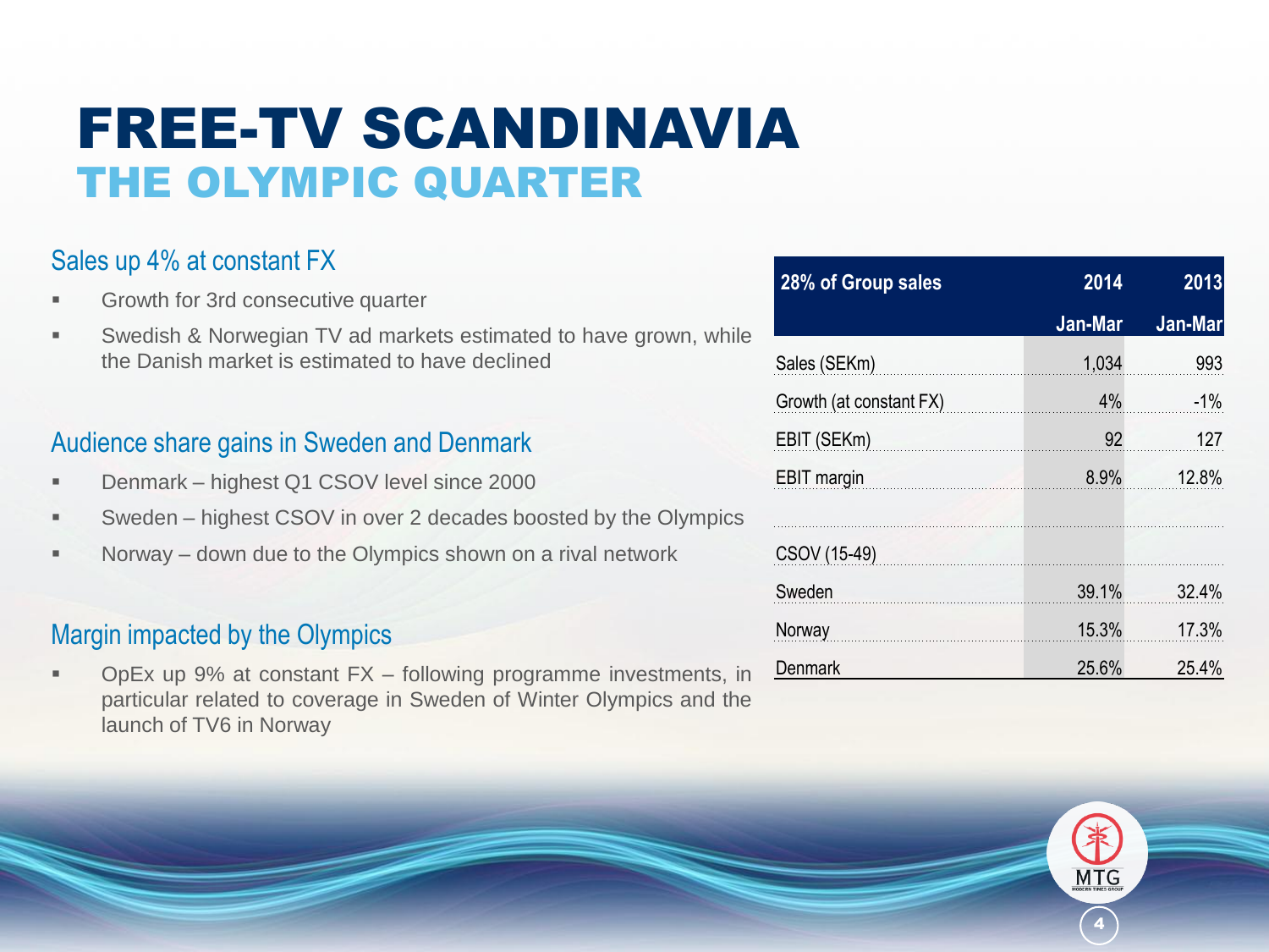# FREE-TV SCANDINAVIA
## THE OLYMPIC QUARTER

### Sales up 4% at constant FX

- Growth for 3rd consecutive quarter
- Swedish & Norwegian TV ad markets estimated to have grown, while the Danish market is estimated to have declined

### Audience share gains in Sweden and Denmark

- Denmark – highest Q1 CSOV level since 2000
- Sweden – highest CSOV in over 2 decades boosted by the Olympics
- Norway – down due to the Olympics shown on a rival network

### Margin impacted by the Olympics

- OpEx up 9% at constant FX – following programme investments, in particular related to coverage in Sweden of Winter Olympics and the launch of TV6 in Norway

| 28% of Group sales | 2014 | 2013 |
|---|---|---|
| | Jan-Mar | Jan-Mar |
| Sales (SEKm) | 1,034 | 993 |
| Growth (at constant FX) | 4% | -1% |
| EBIT (SEKm) | 92 | 127 |
| EBIT margin | 8.9% | 12.8% |
| | | |
| CSOV (15-49) | | |
| Sweden | 39.1% | 32.4% |
| Norway | 15.3% | 17.3% |
| Denmark | 25.6% | 25.4% |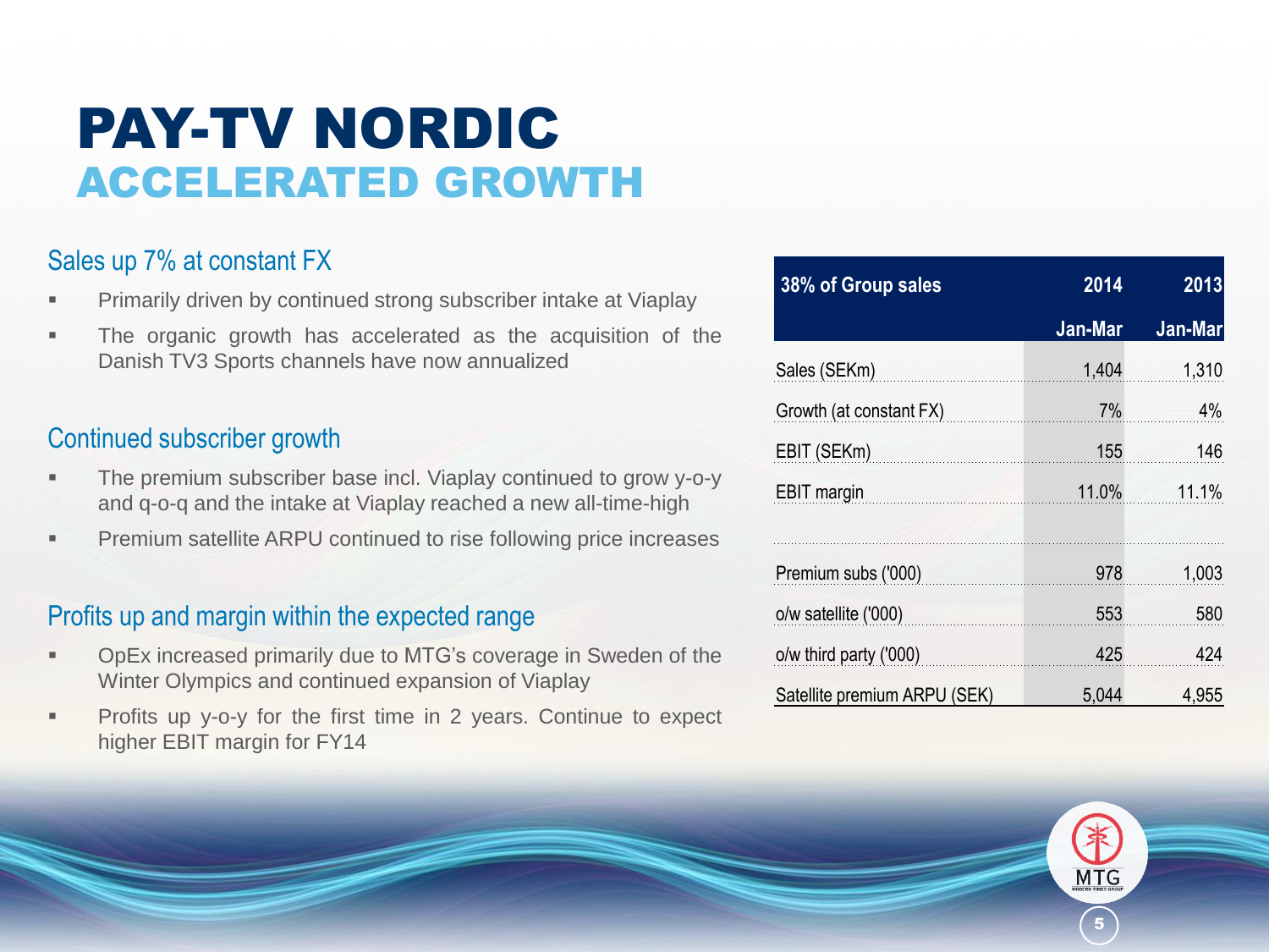# PAY-TV NORDIC
## ACCELERATED GROWTH

### Sales up 7% at constant FX

- Primarily driven by continued strong subscriber intake at Viaplay
- The organic growth has accelerated as the acquisition of the Danish TV3 Sports channels have now annualized

### Continued subscriber growth

- The premium subscriber base incl. Viaplay continued to grow y-o-y and q-o-q and the intake at Viaplay reached a new all-time-high
- Premium satellite ARPU continued to rise following price increases

### Profits up and margin within the expected range

- OpEx increased primarily due to MTG's coverage in Sweden of the Winter Olympics and continued expansion of Viaplay
- Profits up y-o-y for the first time in 2 years. Continue to expect higher EBIT margin for FY14

| 38% of Group sales | 2014 | 2013 |
|---|---|---|
| | Jan-Mar | Jan-Mar |
| Sales (SEKm) | 1,404 | 1,310 |
| Growth (at constant FX) | 7% | 4% |
| EBIT (SEKm) | 155 | 146 |
| EBIT margin | 11.0% | 11.1% |
| | | |
| Premium subs ('000) | 978 | 1,003 |
| o/w satellite ('000) | 553 | 580 |
| o/w third party ('000) | 425 | 424 |
| Satellite premium ARPU (SEK) | 5,044 | 4,955 |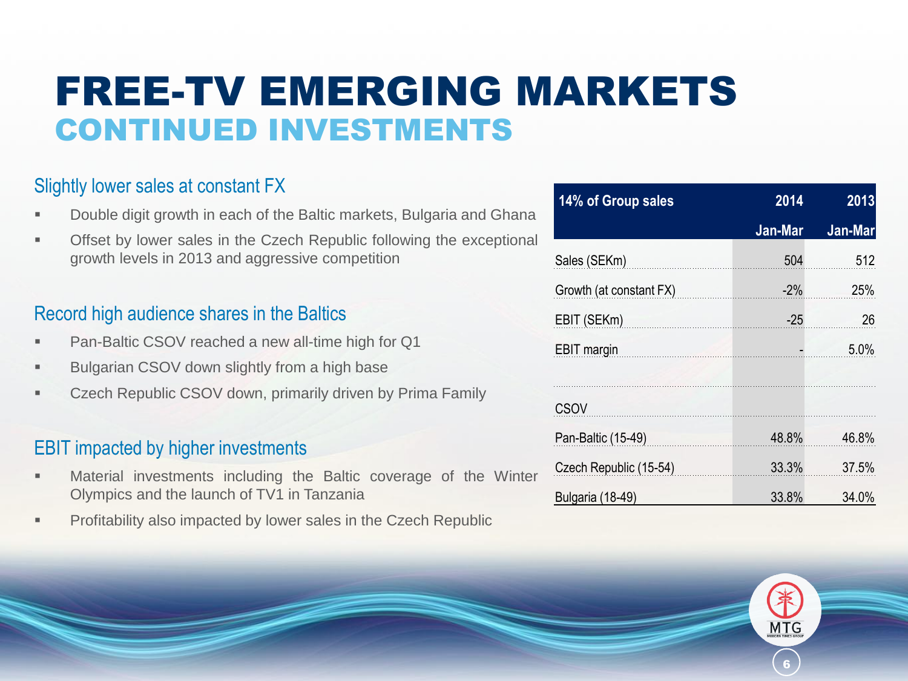# FREE-TV EMERGING MARKETS
## CONTINUED INVESTMENTS

### Slightly lower sales at constant FX

- Double digit growth in each of the Baltic markets, Bulgaria and Ghana
- Offset by lower sales in the Czech Republic following the exceptional growth levels in 2013 and aggressive competition

### Record high audience shares in the Baltics

- Pan-Baltic CSOV reached a new all-time high for Q1
- Bulgarian CSOV down slightly from a high base
- Czech Republic CSOV down, primarily driven by Prima Family

### EBIT impacted by higher investments

- Material investments including the Baltic coverage of the Winter Olympics and the launch of TV1 in Tanzania
- Profitability also impacted by lower sales in the Czech Republic

| 14% of Group sales | 2014 Jan-Mar | 2013 Jan-Mar |
|---|---|---|
| Sales (SEKm) | 504 | 512 |
| Growth (at constant FX) | -2% | 25% |
| EBIT (SEKm) | -25 | 26 |
| EBIT margin | - | 5.0% |
| | | |
| CSOV | | |
| Pan-Baltic (15-49) | 48.8% | 46.8% |
| Czech Republic (15-54) | 33.3% | 37.5% |
| Bulgaria (18-49) | 33.8% | 34.0% |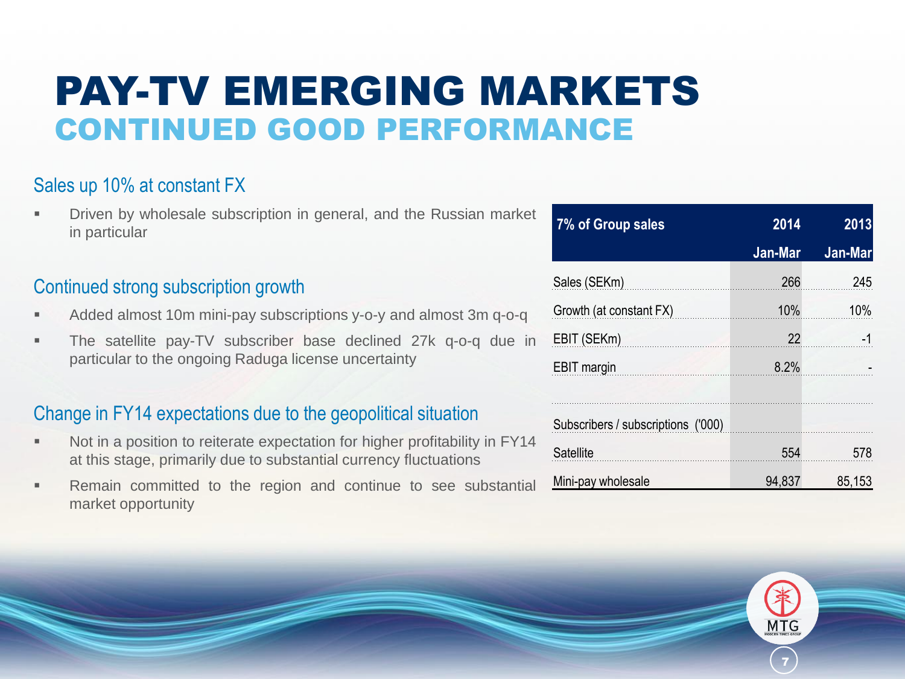# PAY-TV EMERGING MARKETS
## CONTINUED GOOD PERFORMANCE

### Sales up 10% at constant FX

- Driven by wholesale subscription in general, and the Russian market in particular

### Continued strong subscription growth

- Added almost 10m mini-pay subscriptions y-o-y and almost 3m q-o-q
- The satellite pay-TV subscriber base declined 27k q-o-q due in particular to the ongoing Raduga license uncertainty

### Change in FY14 expectations due to the geopolitical situation

- Not in a position to reiterate expectation for higher profitability in FY14 at this stage, primarily due to substantial currency fluctuations
- Remain committed to the region and continue to see substantial market opportunity

| 7% of Group sales | 2014 | 2013 |
|---|---|---|
| | Jan-Mar | Jan-Mar |
| Sales (SEKm) | 266 | 245 |
| Growth (at constant FX) | 10% | 10% |
| EBIT (SEKm) | 22 | -1 |
| EBIT margin | 8.2% | - |
| | | |
| Subscribers / subscriptions ('000) | | |
| Satellite | 554 | 578 |
| Mini-pay wholesale | 94,837 | 85,153 |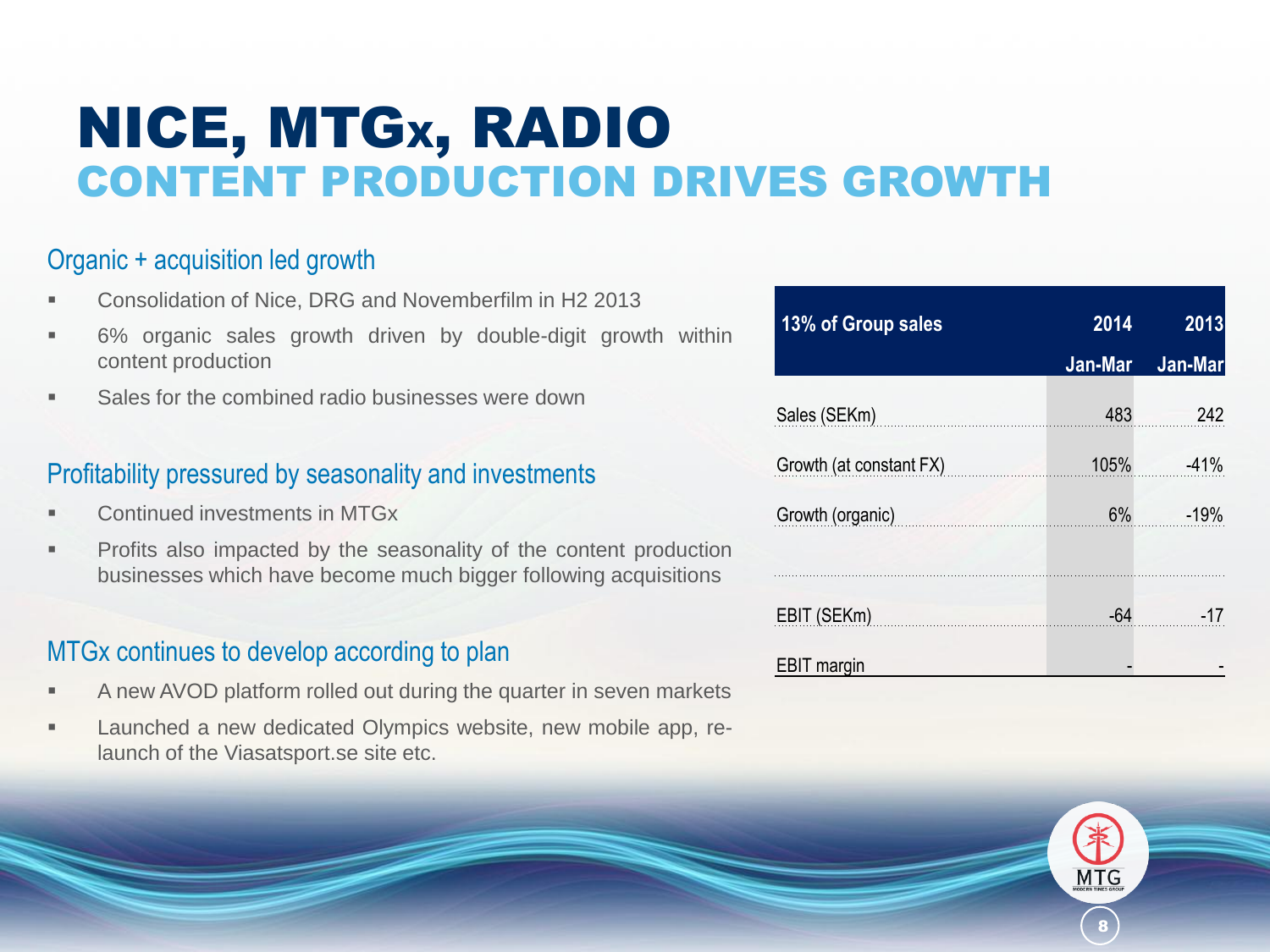# NICE, MTGx, RADIO
## CONTENT PRODUCTION DRIVES GROWTH

### Organic + acquisition led growth

- Consolidation of Nice, DRG and Novemberfilm in H2 2013
- 6% organic sales growth driven by double-digit growth within content production
- Sales for the combined radio businesses were down

### Profitability pressured by seasonality and investments

- Continued investments in MTGx
- Profits also impacted by the seasonality of the content production businesses which have become much bigger following acquisitions

### MTGx continues to develop according to plan

- A new AVOD platform rolled out during the quarter in seven markets
- Launched a new dedicated Olympics website, new mobile app, re-launch of the Viasatsport.se site etc.

| 13% of Group sales | 2014 Jan-Mar | 2013 Jan-Mar |
|---|---|---|
| Sales (SEKm) | 483 | 242 |
| Growth (at constant FX) | 105% | -41% |
| Growth (organic) | 6% | -19% |
| | | |
| EBIT (SEKm) | -64 | -17 |
| EBIT margin | - | - |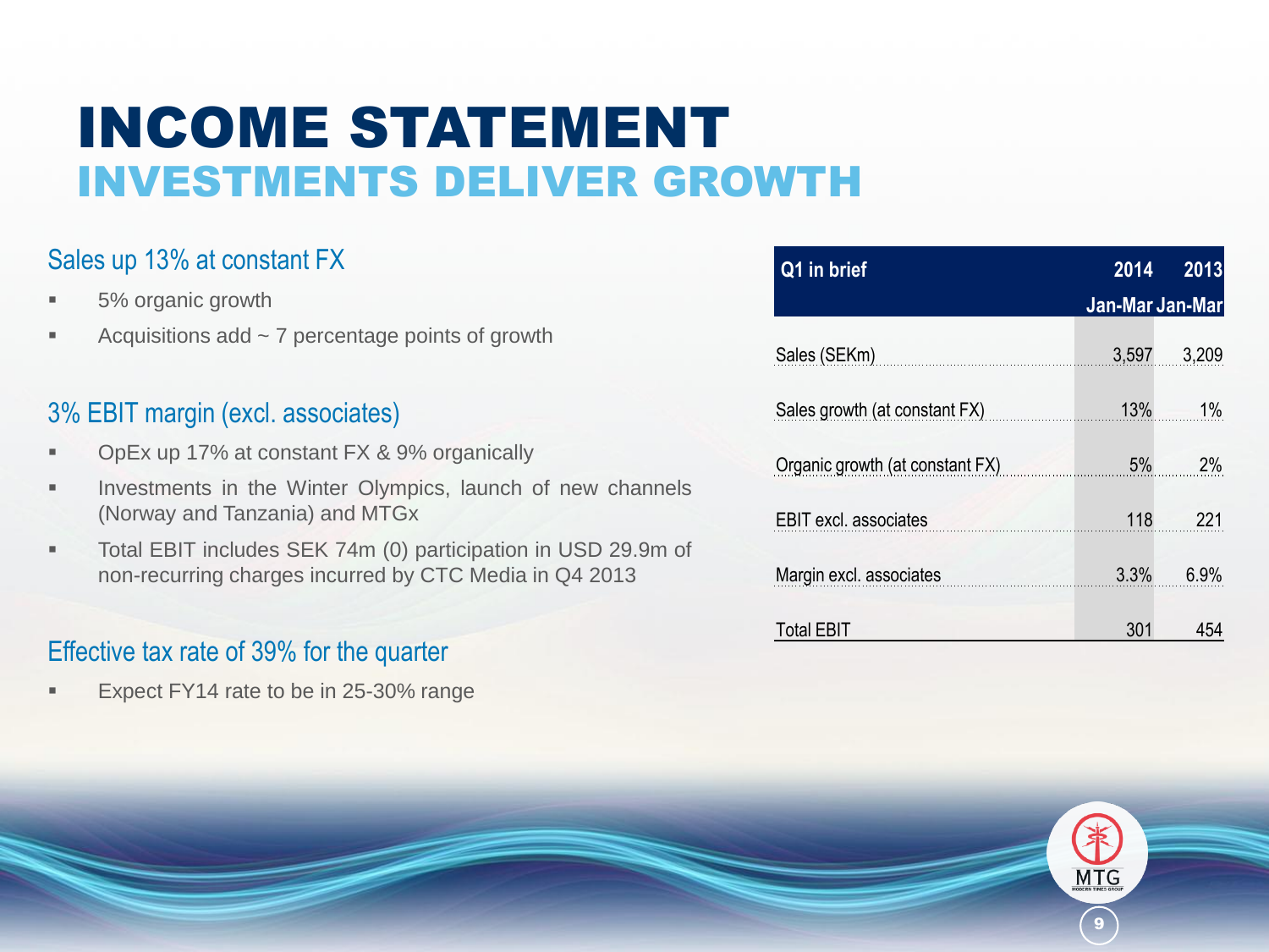# INCOME STATEMENT
## INVESTMENTS DELIVER GROWTH

### Sales up 13% at constant FX

- 5% organic growth
- Acquisitions add ~ 7 percentage points of growth

### 3% EBIT margin (excl. associates)

- OpEx up 17% at constant FX & 9% organically
- Investments in the Winter Olympics, launch of new channels (Norway and Tanzania) and MTGx
- Total EBIT includes SEK 74m (0) participation in USD 29.9m of non-recurring charges incurred by CTC Media in Q4 2013

### Effective tax rate of 39% for the quarter

- Expect FY14 rate to be in 25-30% range

| Q1 in brief | 2014 Jan-Mar | 2013 Jan-Mar |
|---|---|---|
| Sales (SEKm) | 3,597 | 3,209 |
| Sales growth (at constant FX) | 13% | 1% |
| Organic growth (at constant FX) | 5% | 2% |
| EBIT excl. associates | 118 | 221 |
| Margin excl. associates | 3.3% | 6.9% |
| Total EBIT | 301 | 454 |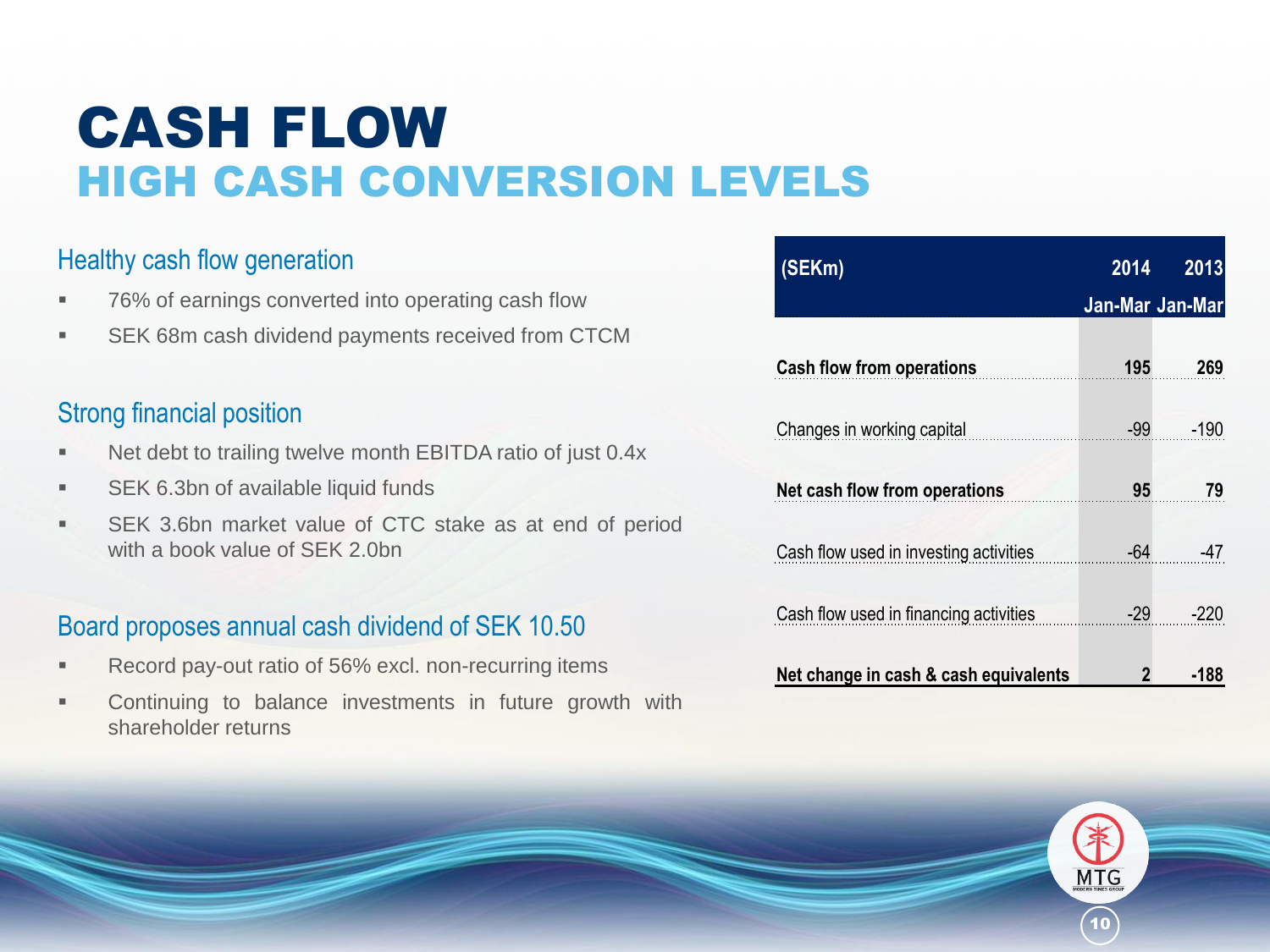# CASH FLOW

## HIGH CASH CONVERSION LEVELS

### Healthy cash flow generation

- 76% of earnings converted into operating cash flow
- SEK 68m cash dividend payments received from CTCM

### Strong financial position

- Net debt to trailing twelve month EBITDA ratio of just 0.4x
- SEK 6.3bn of available liquid funds
- SEK 3.6bn market value of CTC stake as at end of period with a book value of SEK 2.0bn

### Board proposes annual cash dividend of SEK 10.50

- Record pay-out ratio of 56% excl. non-recurring items
- Continuing to balance investments in future growth with shareholder returns

| (SEKm) | 2014 Jan-Mar | 2013 Jan-Mar |
|---|---|---|
| **Cash flow from operations** | **195** | **269** |
| Changes in working capital | -99 | -190 |
| **Net cash flow from operations** | **95** | **79** |
| Cash flow used in investing activities | -64 | -47 |
| Cash flow used in financing activities | -29 | -220 |
| **Net change in cash & cash equivalents** | **2** | **-188** |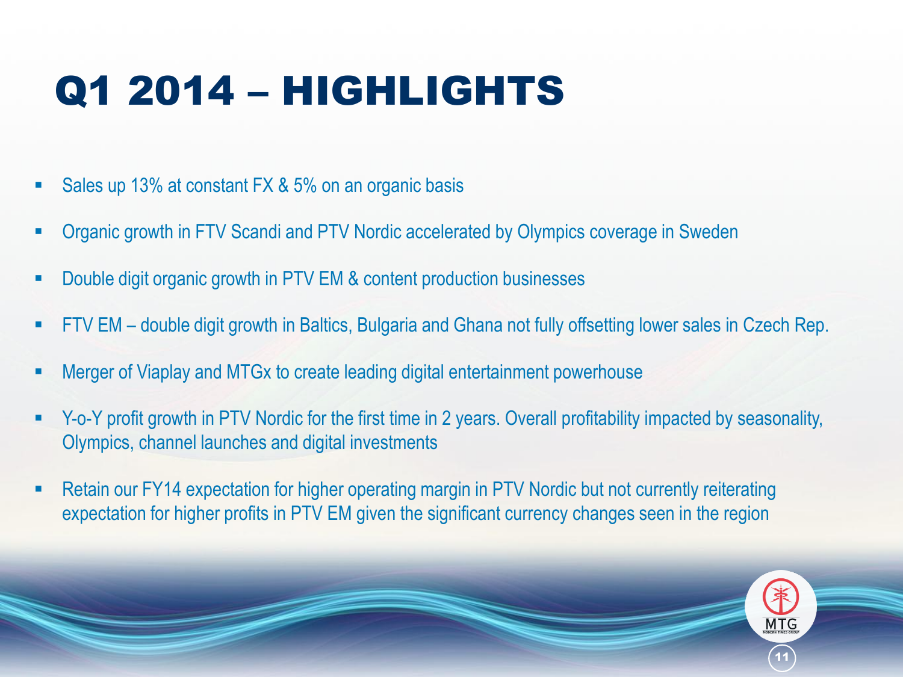# Q1 2014 – HIGHLIGHTS

- Sales up 13% at constant FX & 5% on an organic basis
- Organic growth in FTV Scandi and PTV Nordic accelerated by Olympics coverage in Sweden
- Double digit organic growth in PTV EM & content production businesses
- FTV EM – double digit growth in Baltics, Bulgaria and Ghana not fully offsetting lower sales in Czech Rep.
- Merger of Viaplay and MTGx to create leading digital entertainment powerhouse
- Y-o-Y profit growth in PTV Nordic for the first time in 2 years. Overall profitability impacted by seasonality, Olympics, channel launches and digital investments
- Retain our FY14 expectation for higher operating margin in PTV Nordic but not currently reiterating expectation for higher profits in PTV EM given the significant currency changes seen in the region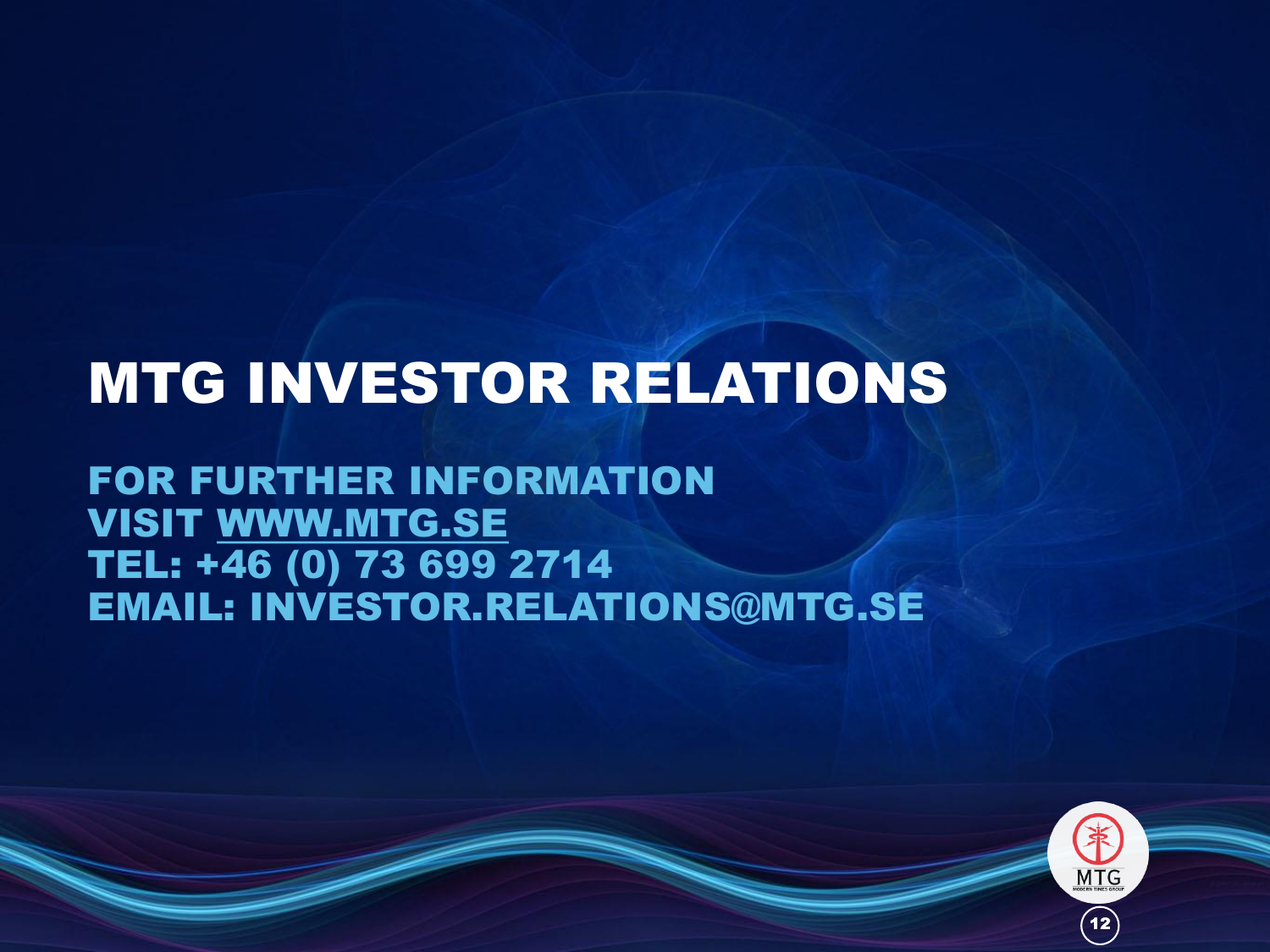# MTG INVESTOR RELATIONS

FOR FURTHER INFORMATION
VISIT WWW.MTG.SE
TEL: +46 (0) 73 699 2714
EMAIL: INVESTOR.RELATIONS@MTG.SE